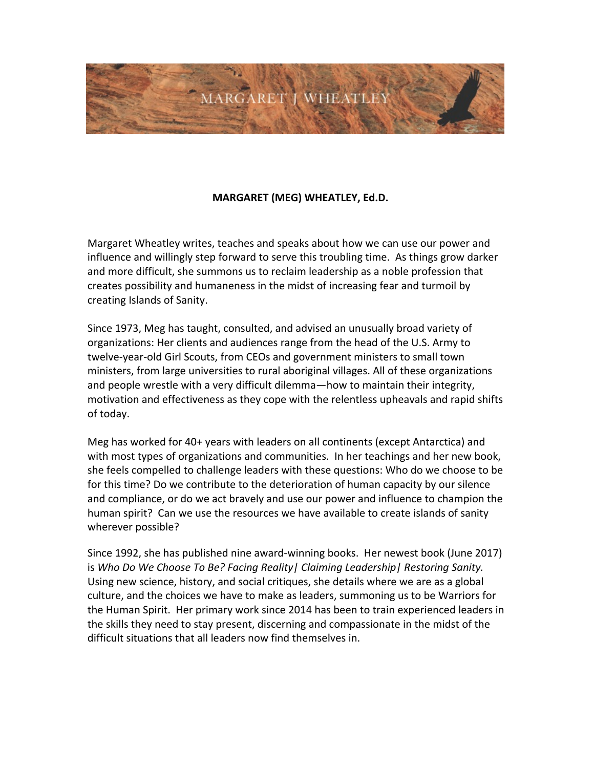MARGARET J WHEATLEY

# MARGARET (MEG) WHEATLEY, Ed.D.

Margaret Wheatley writes, teaches and speaks about how we can use our power and influence and willingly step forward to serve this troubling time. As things grow darker and more difficult, she summons us to reclaim leadership as a noble profession that creates possibility and humaneness in the midst of increasing fear and turmoil by creating Islands of Sanity.

Since 1973, Meg has taught, consulted, and advised an unusually broad variety of organizations: Her clients and audiences range from the head of the U.S. Army to twelve-year-old Girl Scouts, from CEOs and government ministers to small town ministers, from large universities to rural aboriginal villages. All of these organizations and people wrestle with a very difficult dilemma—how to maintain their integrity, motivation and effectiveness as they cope with the relentless upheavals and rapid shifts of today.

Meg has worked for 40+ years with leaders on all continents (except Antarctica) and with most types of organizations and communities. In her teachings and her new book, she feels compelled to challenge leaders with these questions: Who do we choose to be for this time? Do we contribute to the deterioration of human capacity by our silence and compliance, or do we act bravely and use our power and influence to champion the human spirit? Can we use the resources we have available to create islands of sanity wherever possible?

Since 1992, she has published nine award-winning books. Her newest book (June 2017) is *Who Do We Choose To Be? Facing Reality| Claiming Leadership| Restoring Sanity.* Using new science, history, and social critiques, she details where we are as a global culture, and the choices we have to make as leaders, summoning us to be Warriors for the Human Spirit. Her primary work since 2014 has been to train experienced leaders in the skills they need to stay present, discerning and compassionate in the midst of the difficult situations that all leaders now find themselves in.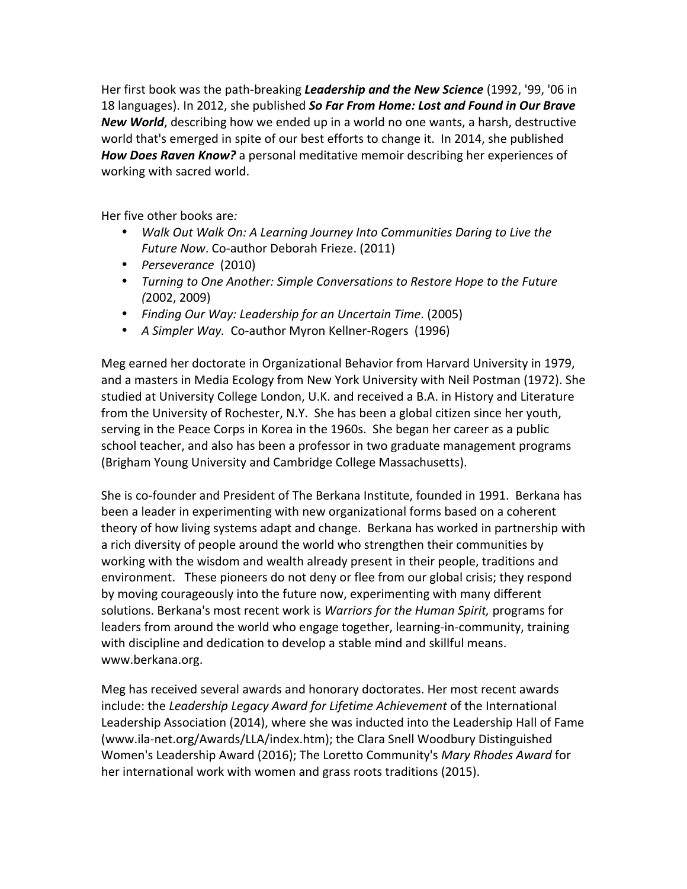Her first book was the path-breaking ***Leadership and the New Science*** (1992, '99, '06 in 18 languages). In 2012, she published ***So Far From Home: Lost and Found in Our Brave New World***, describing how we ended up in a world no one wants, a harsh, destructive world that's emerged in spite of our best efforts to change it. In 2014, she published ***How Does Raven Know?*** a personal meditative memoir describing her experiences of working with sacred world.

Her five other books are*:*

- *Walk Out Walk On: A Learning Journey Into Communities Daring to Live the Future Now*. Co-author Deborah Frieze. (2011)
- *Perseverance* (2010)
- *Turning to One Another: Simple Conversations to Restore Hope to the Future (*2002, 2009)
- *Finding Our Way: Leadership for an Uncertain Time*. (2005)
- *A Simpler Way.* Co-author Myron Kellner-Rogers (1996)

Meg earned her doctorate in Organizational Behavior from Harvard University in 1979, and a masters in Media Ecology from New York University with Neil Postman (1972). She studied at University College London, U.K. and received a B.A. in History and Literature from the University of Rochester, N.Y. She has been a global citizen since her youth, serving in the Peace Corps in Korea in the 1960s. She began her career as a public school teacher, and also has been a professor in two graduate management programs (Brigham Young University and Cambridge College Massachusetts).

She is co-founder and President of The Berkana Institute, founded in 1991. Berkana has been a leader in experimenting with new organizational forms based on a coherent theory of how living systems adapt and change. Berkana has worked in partnership with a rich diversity of people around the world who strengthen their communities by working with the wisdom and wealth already present in their people, traditions and environment. These pioneers do not deny or flee from our global crisis; they respond by moving courageously into the future now, experimenting with many different solutions. Berkana's most recent work is *Warriors for the Human Spirit,* programs for leaders from around the world who engage together, learning-in-community, training with discipline and dedication to develop a stable mind and skillful means. www.berkana.org.

Meg has received several awards and honorary doctorates. Her most recent awards include: the *Leadership Legacy Award for Lifetime Achievement* of the International Leadership Association (2014), where she was inducted into the Leadership Hall of Fame (www.ila-net.org/Awards/LLA/index.htm); the Clara Snell Woodbury Distinguished Women's Leadership Award (2016); The Loretto Community's *Mary Rhodes Award* for her international work with women and grass roots traditions (2015).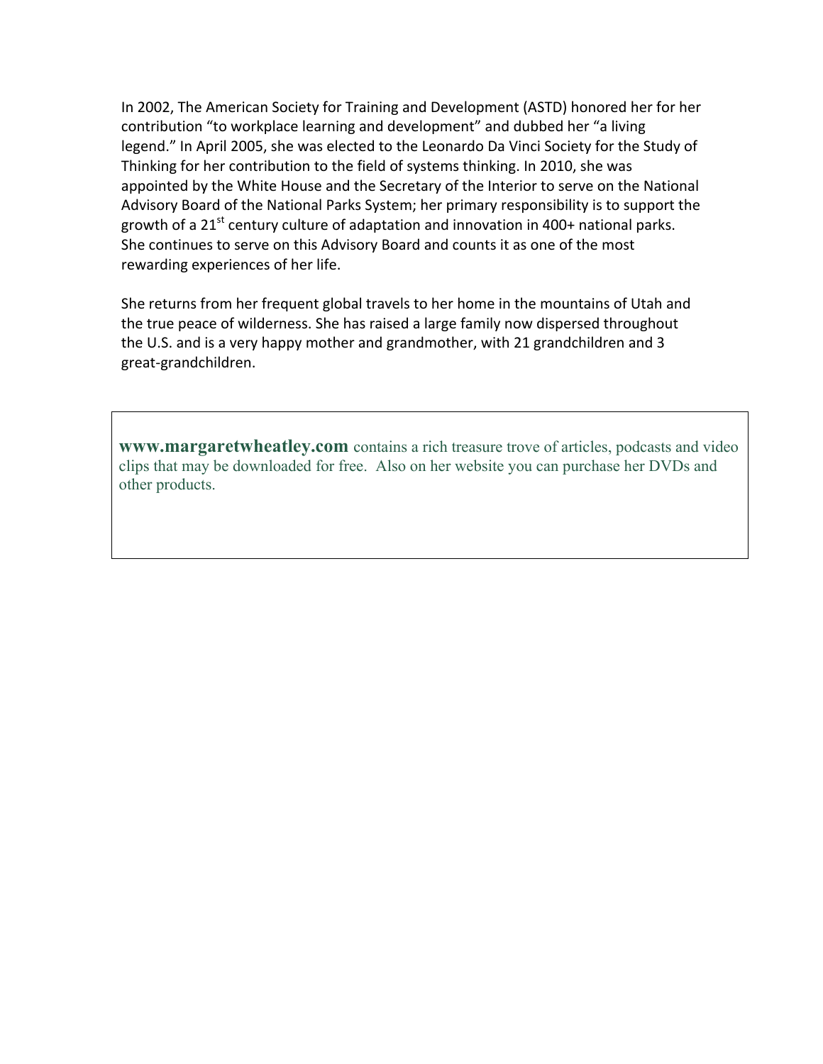In 2002, The American Society for Training and Development (ASTD) honored her for her contribution "to workplace learning and development" and dubbed her "a living legend." In April 2005, she was elected to the Leonardo Da Vinci Society for the Study of Thinking for her contribution to the field of systems thinking. In 2010, she was appointed by the White House and the Secretary of the Interior to serve on the National Advisory Board of the National Parks System; her primary responsibility is to support the growth of a 21st century culture of adaptation and innovation in 400+ national parks. She continues to serve on this Advisory Board and counts it as one of the most rewarding experiences of her life.

She returns from her frequent global travels to her home in the mountains of Utah and the true peace of wilderness. She has raised a large family now dispersed throughout the U.S. and is a very happy mother and grandmother, with 21 grandchildren and 3 great-grandchildren.

**www.margaretwheatley.com** contains a rich treasure trove of articles, podcasts and video clips that may be downloaded for free. Also on her website you can purchase her DVDs and other products.